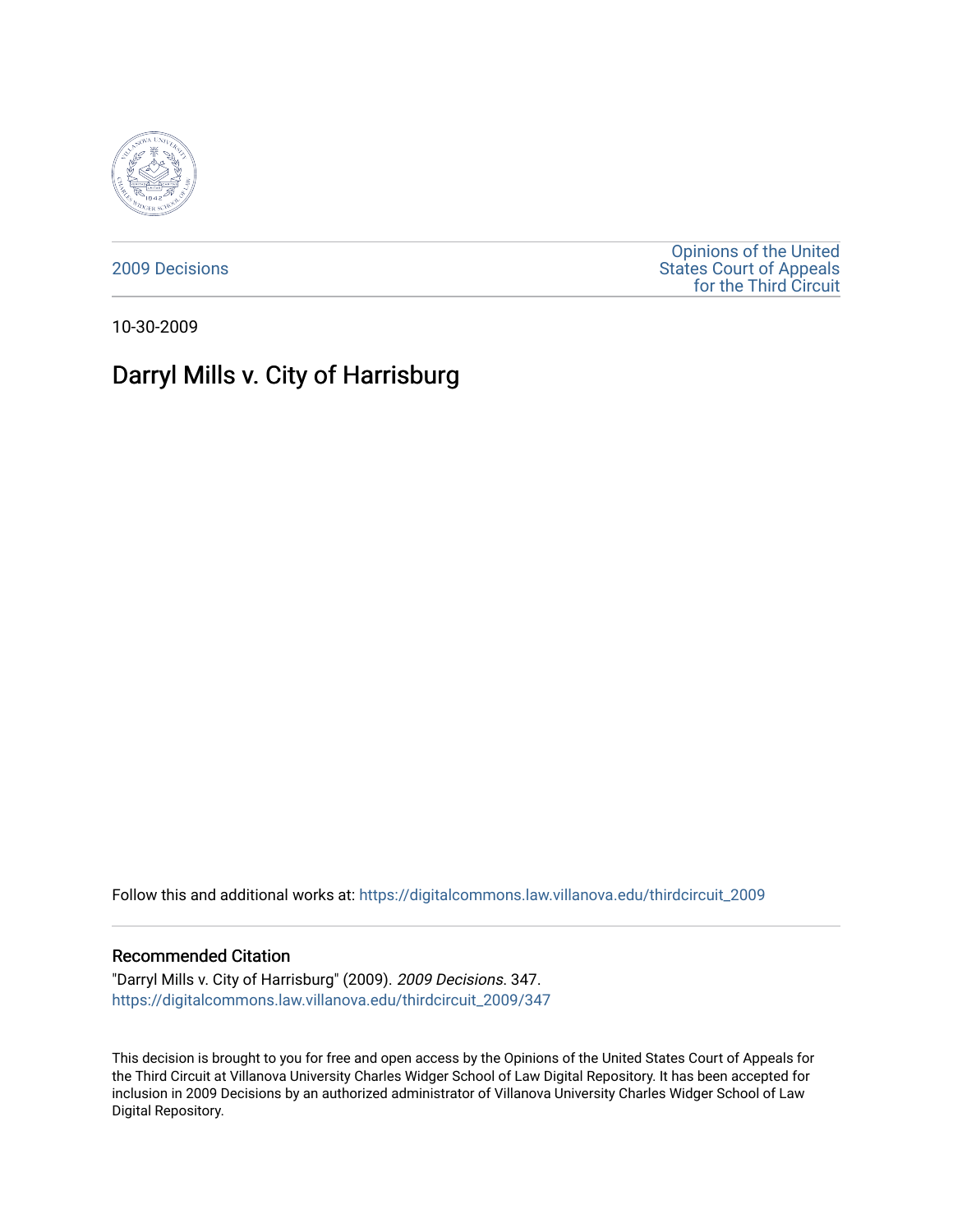2009 Decisions

Opinions of the United States Court of Appeals for the Third Circuit

10-30-2009

# Darryl Mills v. City of Harrisburg

Follow this and additional works at: https://digitalcommons.law.villanova.edu/thirdcircuit_2009

## Recommended Citation

"Darryl Mills v. City of Harrisburg" (2009). *2009 Decisions*. 347.
https://digitalcommons.law.villanova.edu/thirdcircuit_2009/347

This decision is brought to you for free and open access by the Opinions of the United States Court of Appeals for the Third Circuit at Villanova University Charles Widger School of Law Digital Repository. It has been accepted for inclusion in 2009 Decisions by an authorized administrator of Villanova University Charles Widger School of Law Digital Repository.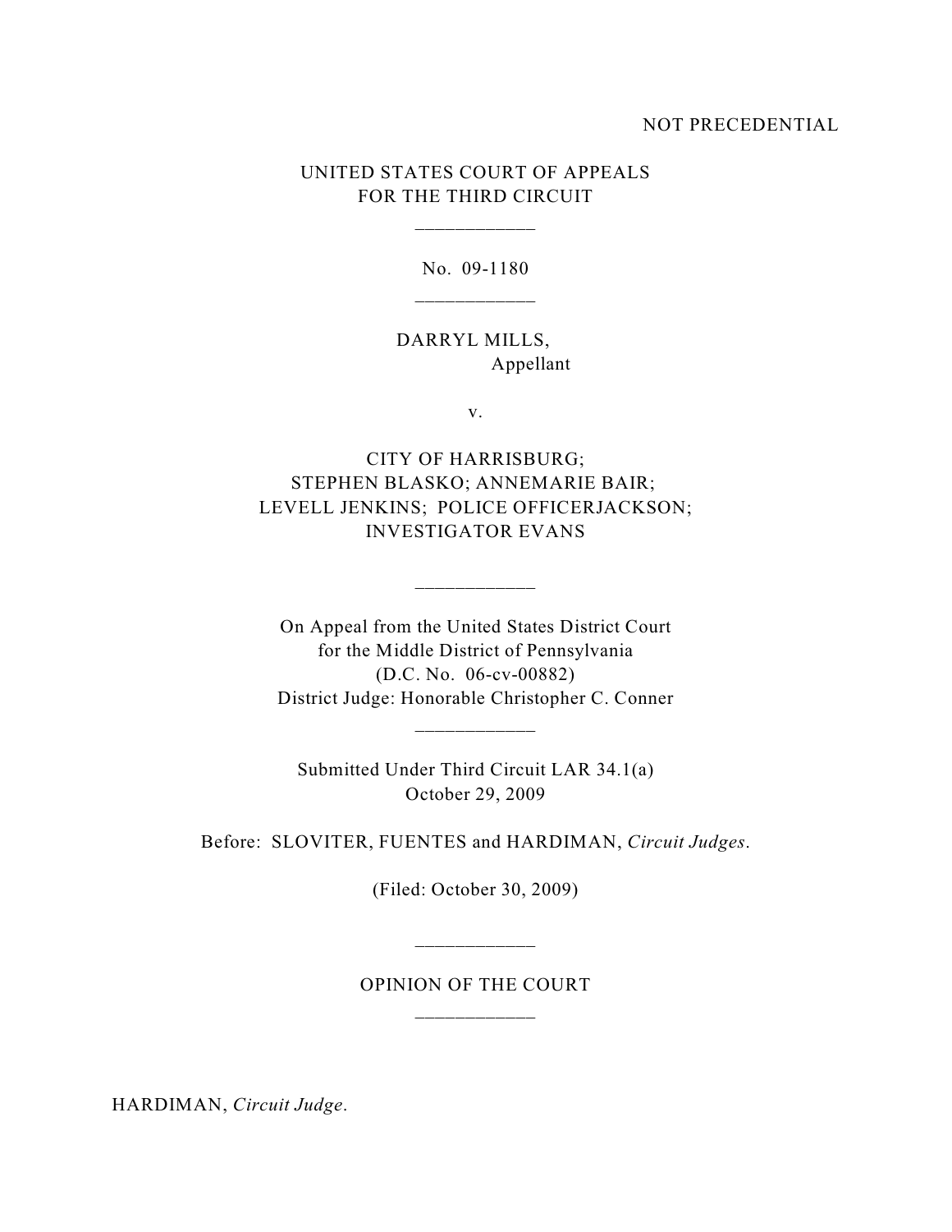NOT PRECEDENTIAL

UNITED STATES COURT OF APPEALS
FOR THE THIRD CIRCUIT

\_\_\_\_\_\_\_\_\_\_\_\_

No. 09-1180

\_\_\_\_\_\_\_\_\_\_\_\_

DARRYL MILLS,
Appellant

v.

CITY OF HARRISBURG;
STEPHEN BLASKO; ANNEMARIE BAIR;
LEVELL JENKINS; POLICE OFFICERJACKSON;
INVESTIGATOR EVANS

\_\_\_\_\_\_\_\_\_\_\_\_

On Appeal from the United States District Court
for the Middle District of Pennsylvania
(D.C. No. 06-cv-00882)
District Judge: Honorable Christopher C. Conner

\_\_\_\_\_\_\_\_\_\_\_\_

Submitted Under Third Circuit LAR 34.1(a)
October 29, 2009

Before: SLOVITER, FUENTES and HARDIMAN, *Circuit Judges*.

(Filed: October 30, 2009)

\_\_\_\_\_\_\_\_\_\_\_\_

OPINION OF THE COURT

\_\_\_\_\_\_\_\_\_\_\_\_

HARDIMAN, *Circuit Judge*.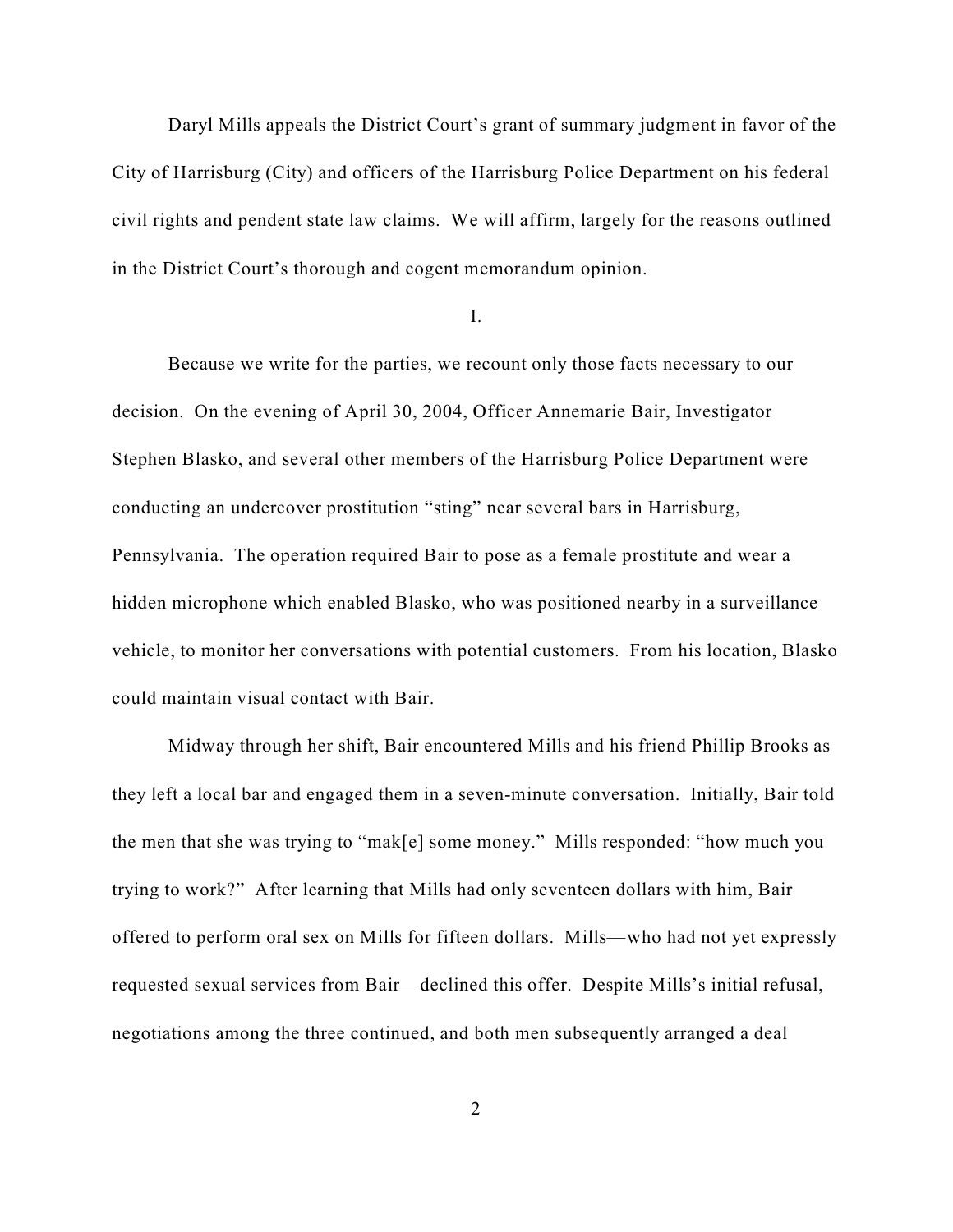Daryl Mills appeals the District Court's grant of summary judgment in favor of the City of Harrisburg (City) and officers of the Harrisburg Police Department on his federal civil rights and pendent state law claims. We will affirm, largely for the reasons outlined in the District Court's thorough and cogent memorandum opinion.

I.

Because we write for the parties, we recount only those facts necessary to our decision. On the evening of April 30, 2004, Officer Annemarie Bair, Investigator Stephen Blasko, and several other members of the Harrisburg Police Department were conducting an undercover prostitution "sting" near several bars in Harrisburg, Pennsylvania. The operation required Bair to pose as a female prostitute and wear a hidden microphone which enabled Blasko, who was positioned nearby in a surveillance vehicle, to monitor her conversations with potential customers. From his location, Blasko could maintain visual contact with Bair.

Midway through her shift, Bair encountered Mills and his friend Phillip Brooks as they left a local bar and engaged them in a seven-minute conversation. Initially, Bair told the men that she was trying to "mak[e] some money." Mills responded: "how much you trying to work?" After learning that Mills had only seventeen dollars with him, Bair offered to perform oral sex on Mills for fifteen dollars. Mills—who had not yet expressly requested sexual services from Bair—declined this offer. Despite Mills's initial refusal, negotiations among the three continued, and both men subsequently arranged a deal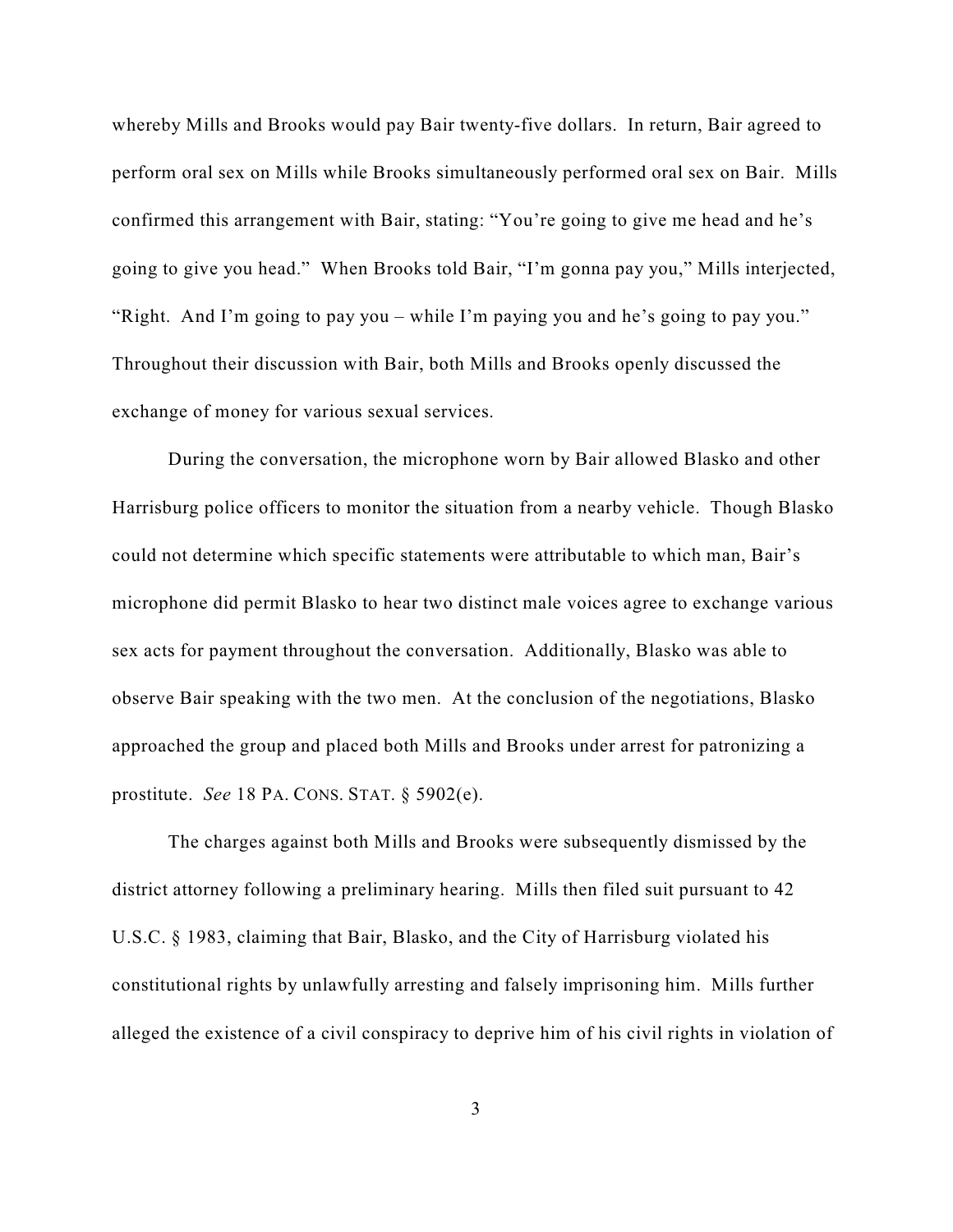whereby Mills and Brooks would pay Bair twenty-five dollars. In return, Bair agreed to perform oral sex on Mills while Brooks simultaneously performed oral sex on Bair. Mills confirmed this arrangement with Bair, stating: "You're going to give me head and he's going to give you head." When Brooks told Bair, "I'm gonna pay you," Mills interjected, "Right. And I'm going to pay you – while I'm paying you and he's going to pay you." Throughout their discussion with Bair, both Mills and Brooks openly discussed the exchange of money for various sexual services.

During the conversation, the microphone worn by Bair allowed Blasko and other Harrisburg police officers to monitor the situation from a nearby vehicle. Though Blasko could not determine which specific statements were attributable to which man, Bair's microphone did permit Blasko to hear two distinct male voices agree to exchange various sex acts for payment throughout the conversation. Additionally, Blasko was able to observe Bair speaking with the two men. At the conclusion of the negotiations, Blasko approached the group and placed both Mills and Brooks under arrest for patronizing a prostitute. *See* 18 PA. CONS. STAT. § 5902(e).

The charges against both Mills and Brooks were subsequently dismissed by the district attorney following a preliminary hearing. Mills then filed suit pursuant to 42 U.S.C. § 1983, claiming that Bair, Blasko, and the City of Harrisburg violated his constitutional rights by unlawfully arresting and falsely imprisoning him. Mills further alleged the existence of a civil conspiracy to deprive him of his civil rights in violation of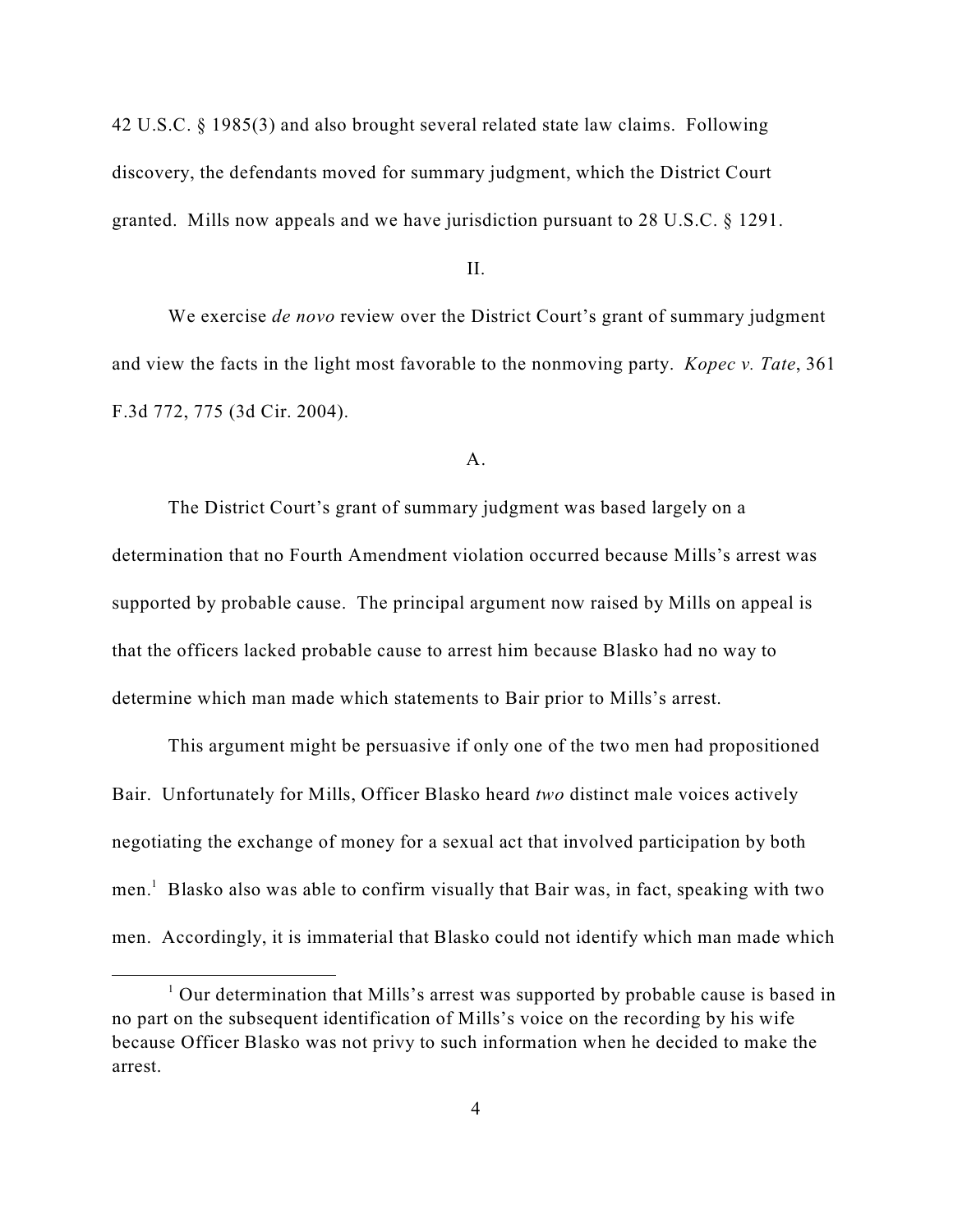42 U.S.C. § 1985(3) and also brought several related state law claims. Following discovery, the defendants moved for summary judgment, which the District Court granted. Mills now appeals and we have jurisdiction pursuant to 28 U.S.C. § 1291.

## II.

We exercise *de novo* review over the District Court's grant of summary judgment and view the facts in the light most favorable to the nonmoving party. *Kopec v. Tate*, 361 F.3d 772, 775 (3d Cir. 2004).

### A.

The District Court's grant of summary judgment was based largely on a determination that no Fourth Amendment violation occurred because Mills's arrest was supported by probable cause. The principal argument now raised by Mills on appeal is that the officers lacked probable cause to arrest him because Blasko had no way to determine which man made which statements to Bair prior to Mills's arrest.

This argument might be persuasive if only one of the two men had propositioned Bair. Unfortunately for Mills, Officer Blasko heard *two* distinct male voices actively negotiating the exchange of money for a sexual act that involved participation by both men.[1] Blasko also was able to confirm visually that Bair was, in fact, speaking with two men. Accordingly, it is immaterial that Blasko could not identify which man made which

[1] Our determination that Mills's arrest was supported by probable cause is based in no part on the subsequent identification of Mills's voice on the recording by his wife because Officer Blasko was not privy to such information when he decided to make the arrest.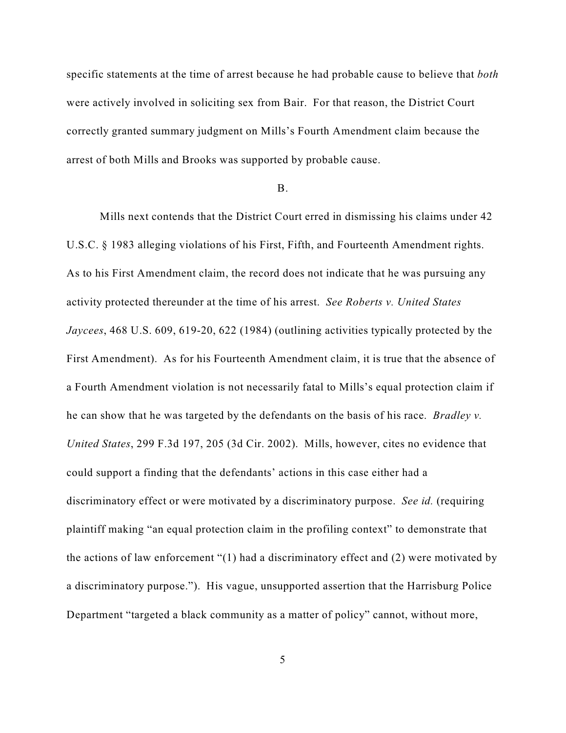specific statements at the time of arrest because he had probable cause to believe that *both* were actively involved in soliciting sex from Bair. For that reason, the District Court correctly granted summary judgment on Mills's Fourth Amendment claim because the arrest of both Mills and Brooks was supported by probable cause.

B.

Mills next contends that the District Court erred in dismissing his claims under 42 U.S.C. § 1983 alleging violations of his First, Fifth, and Fourteenth Amendment rights. As to his First Amendment claim, the record does not indicate that he was pursuing any activity protected thereunder at the time of his arrest. *See Roberts v. United States Jaycees*, 468 U.S. 609, 619-20, 622 (1984) (outlining activities typically protected by the First Amendment). As for his Fourteenth Amendment claim, it is true that the absence of a Fourth Amendment violation is not necessarily fatal to Mills's equal protection claim if he can show that he was targeted by the defendants on the basis of his race. *Bradley v. United States*, 299 F.3d 197, 205 (3d Cir. 2002). Mills, however, cites no evidence that could support a finding that the defendants' actions in this case either had a discriminatory effect or were motivated by a discriminatory purpose. *See id.* (requiring plaintiff making "an equal protection claim in the profiling context" to demonstrate that the actions of law enforcement "(1) had a discriminatory effect and (2) were motivated by a discriminatory purpose."). His vague, unsupported assertion that the Harrisburg Police Department "targeted a black community as a matter of policy" cannot, without more,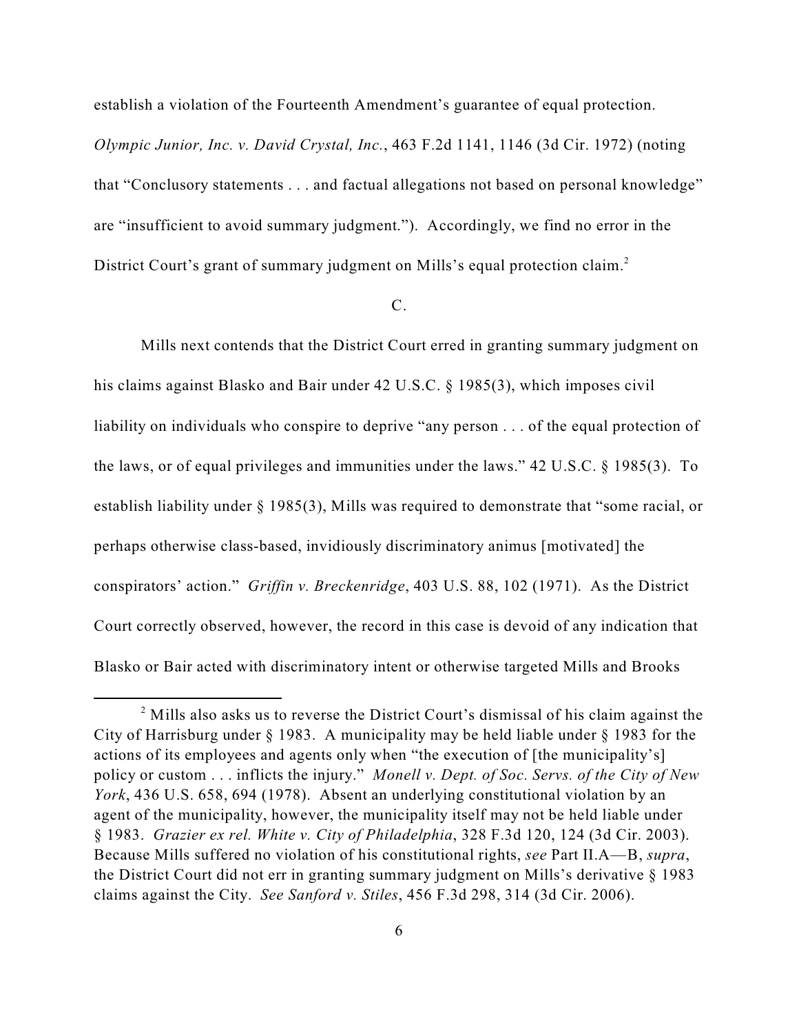establish a violation of the Fourteenth Amendment's guarantee of equal protection. *Olympic Junior, Inc. v. David Crystal, Inc.*, 463 F.2d 1141, 1146 (3d Cir. 1972) (noting that "Conclusory statements . . . and factual allegations not based on personal knowledge" are "insufficient to avoid summary judgment."). Accordingly, we find no error in the District Court's grant of summary judgment on Mills's equal protection claim.[2]

C.

Mills next contends that the District Court erred in granting summary judgment on his claims against Blasko and Bair under 42 U.S.C. § 1985(3), which imposes civil liability on individuals who conspire to deprive "any person . . . of the equal protection of the laws, or of equal privileges and immunities under the laws." 42 U.S.C. § 1985(3). To establish liability under § 1985(3), Mills was required to demonstrate that "some racial, or perhaps otherwise class-based, invidiously discriminatory animus [motivated] the conspirators' action." *Griffin v. Breckenridge*, 403 U.S. 88, 102 (1971). As the District Court correctly observed, however, the record in this case is devoid of any indication that Blasko or Bair acted with discriminatory intent or otherwise targeted Mills and Brooks

[2] Mills also asks us to reverse the District Court's dismissal of his claim against the City of Harrisburg under § 1983. A municipality may be held liable under § 1983 for the actions of its employees and agents only when "the execution of [the municipality's] policy or custom . . . inflicts the injury." *Monell v. Dept. of Soc. Servs. of the City of New York*, 436 U.S. 658, 694 (1978). Absent an underlying constitutional violation by an agent of the municipality, however, the municipality itself may not be held liable under § 1983. *Grazier ex rel. White v. City of Philadelphia*, 328 F.3d 120, 124 (3d Cir. 2003). Because Mills suffered no violation of his constitutional rights, *see* Part II.A—B, *supra*, the District Court did not err in granting summary judgment on Mills's derivative § 1983 claims against the City. *See Sanford v. Stiles*, 456 F.3d 298, 314 (3d Cir. 2006).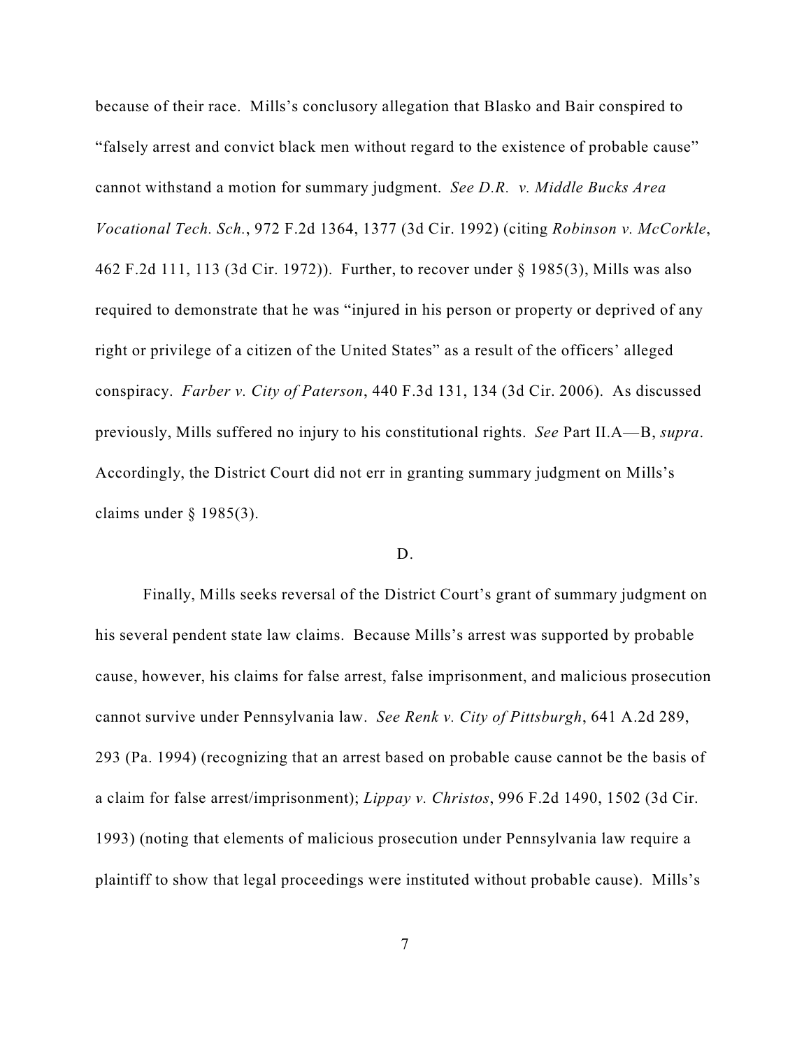because of their race. Mills's conclusory allegation that Blasko and Bair conspired to "falsely arrest and convict black men without regard to the existence of probable cause" cannot withstand a motion for summary judgment. *See D.R. v. Middle Bucks Area Vocational Tech. Sch.*, 972 F.2d 1364, 1377 (3d Cir. 1992) (citing *Robinson v. McCorkle*, 462 F.2d 111, 113 (3d Cir. 1972)). Further, to recover under § 1985(3), Mills was also required to demonstrate that he was "injured in his person or property or deprived of any right or privilege of a citizen of the United States" as a result of the officers' alleged conspiracy. *Farber v. City of Paterson*, 440 F.3d 131, 134 (3d Cir. 2006). As discussed previously, Mills suffered no injury to his constitutional rights. *See* Part II.A—B, *supra*. Accordingly, the District Court did not err in granting summary judgment on Mills's claims under § 1985(3).

D.

Finally, Mills seeks reversal of the District Court's grant of summary judgment on his several pendent state law claims. Because Mills's arrest was supported by probable cause, however, his claims for false arrest, false imprisonment, and malicious prosecution cannot survive under Pennsylvania law. *See Renk v. City of Pittsburgh*, 641 A.2d 289, 293 (Pa. 1994) (recognizing that an arrest based on probable cause cannot be the basis of a claim for false arrest/imprisonment); *Lippay v. Christos*, 996 F.2d 1490, 1502 (3d Cir. 1993) (noting that elements of malicious prosecution under Pennsylvania law require a plaintiff to show that legal proceedings were instituted without probable cause). Mills's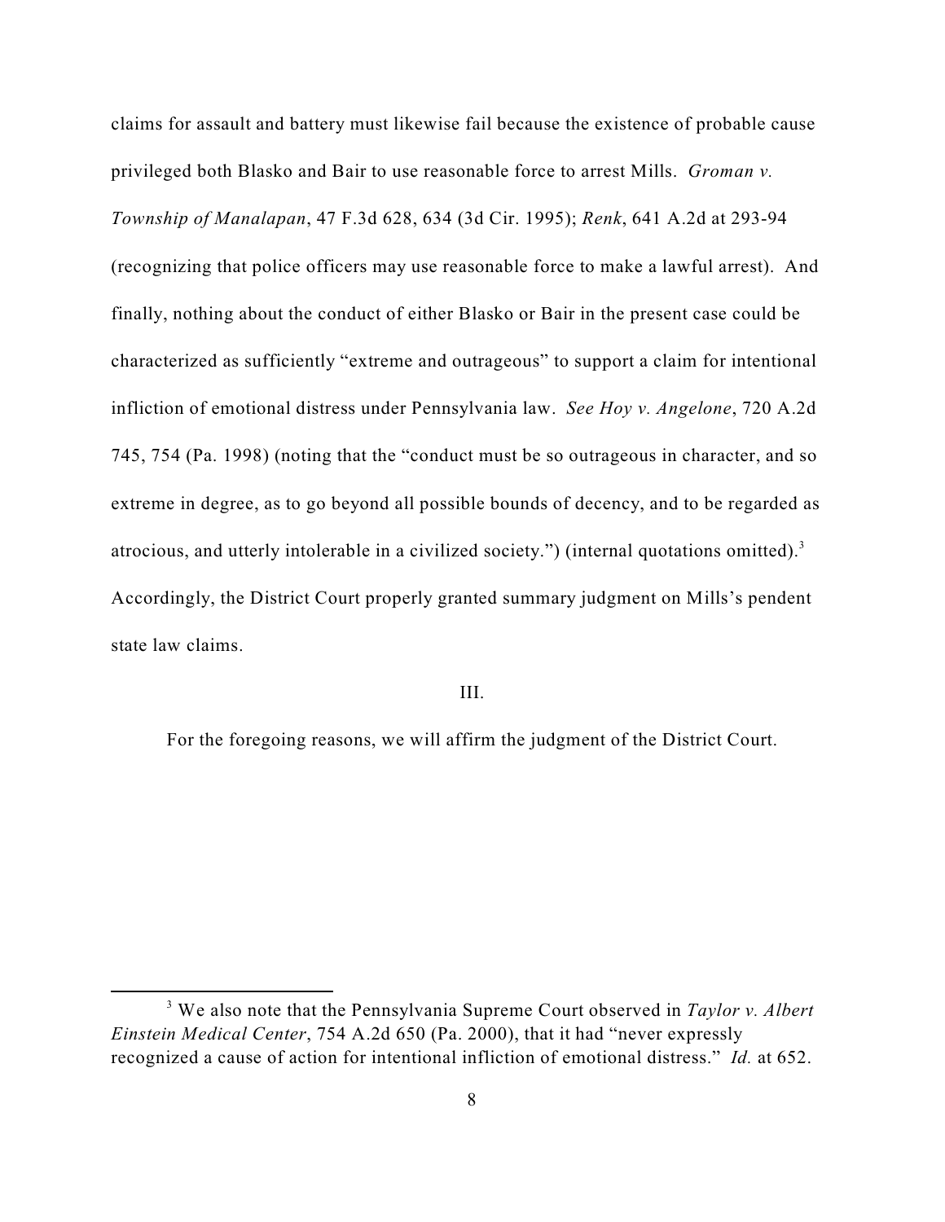claims for assault and battery must likewise fail because the existence of probable cause privileged both Blasko and Bair to use reasonable force to arrest Mills. *Groman v. Township of Manalapan*, 47 F.3d 628, 634 (3d Cir. 1995); *Renk*, 641 A.2d at 293-94 (recognizing that police officers may use reasonable force to make a lawful arrest). And finally, nothing about the conduct of either Blasko or Bair in the present case could be characterized as sufficiently "extreme and outrageous" to support a claim for intentional infliction of emotional distress under Pennsylvania law. *See Hoy v. Angelone*, 720 A.2d 745, 754 (Pa. 1998) (noting that the "conduct must be so outrageous in character, and so extreme in degree, as to go beyond all possible bounds of decency, and to be regarded as atrocious, and utterly intolerable in a civilized society.") (internal quotations omitted).[3] Accordingly, the District Court properly granted summary judgment on Mills's pendent state law claims.

III.

For the foregoing reasons, we will affirm the judgment of the District Court.

---

[3] We also note that the Pennsylvania Supreme Court observed in *Taylor v. Albert Einstein Medical Center*, 754 A.2d 650 (Pa. 2000), that it had "never expressly recognized a cause of action for intentional infliction of emotional distress." *Id.* at 652.